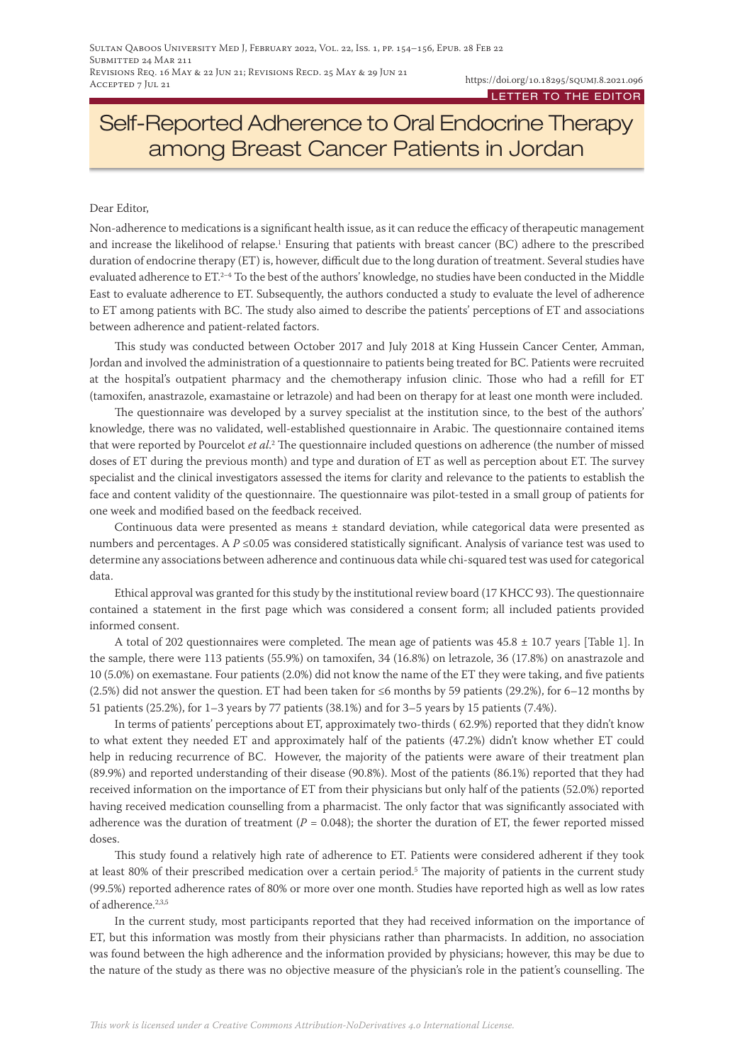LETTER TO THE EDITOR

# Self-Reported Adherence to Oral Endocrine Therapy among Breast Cancer Patients in Jordan

Dear Editor,

Non-adherence to medications is a significant health issue, as it can reduce the efficacy of therapeutic management and increase the likelihood of relapse.[1] Ensuring that patients with breast cancer (BC) adhere to the prescribed duration of endocrine therapy (ET) is, however, difficult due to the long duration of treatment. Several studies have evaluated adherence to ET.[2–4] To the best of the authors' knowledge, no studies have been conducted in the Middle East to evaluate adherence to ET. Subsequently, the authors conducted a study to evaluate the level of adherence to ET among patients with BC. The study also aimed to describe the patients' perceptions of ET and associations between adherence and patient-related factors.

This study was conducted between October 2017 and July 2018 at King Hussein Cancer Center, Amman, Jordan and involved the administration of a questionnaire to patients being treated for BC. Patients were recruited at the hospital's outpatient pharmacy and the chemotherapy infusion clinic. Those who had a refill for ET (tamoxifen, anastrazole, examastaine or letrazole) and had been on therapy for at least one month were included.

The questionnaire was developed by a survey specialist at the institution since, to the best of the authors' knowledge, there was no validated, well-established questionnaire in Arabic. The questionnaire contained items that were reported by Pourcelot *et al*.[2] The questionnaire included questions on adherence (the number of missed doses of ET during the previous month) and type and duration of ET as well as perception about ET. The survey specialist and the clinical investigators assessed the items for clarity and relevance to the patients to establish the face and content validity of the questionnaire. The questionnaire was pilot-tested in a small group of patients for one week and modified based on the feedback received.

Continuous data were presented as means ± standard deviation, while categorical data were presented as numbers and percentages. A $P \leq 0.05$ was considered statistically significant. Analysis of variance test was used to determine any associations between adherence and continuous data while chi-squared test was used for categorical data.

Ethical approval was granted for this study by the institutional review board (17 KHCC 93). The questionnaire contained a statement in the first page which was considered a consent form; all included patients provided informed consent.

A total of 202 questionnaires were completed. The mean age of patients was 45.8 ± 10.7 years [Table 1]. In the sample, there were 113 patients (55.9%) on tamoxifen, 34 (16.8%) on letrazole, 36 (17.8%) on anastrazole and 10 (5.0%) on exemastane. Four patients (2.0%) did not know the name of the ET they were taking, and five patients (2.5%) did not answer the question. ET had been taken for ≤6 months by 59 patients (29.2%), for 6–12 months by 51 patients (25.2%), for 1–3 years by 77 patients (38.1%) and for 3–5 years by 15 patients (7.4%).

In terms of patients' perceptions about ET, approximately two-thirds ( 62.9%) reported that they didn't know to what extent they needed ET and approximately half of the patients (47.2%) didn't know whether ET could help in reducing recurrence of BC. However, the majority of the patients were aware of their treatment plan (89.9%) and reported understanding of their disease (90.8%). Most of the patients (86.1%) reported that they had received information on the importance of ET from their physicians but only half of the patients (52.0%) reported having received medication counselling from a pharmacist. The only factor that was significantly associated with adherence was the duration of treatment ($P = 0.048$); the shorter the duration of ET, the fewer reported missed doses.

This study found a relatively high rate of adherence to ET. Patients were considered adherent if they took at least 80% of their prescribed medication over a certain period.[5] The majority of patients in the current study (99.5%) reported adherence rates of 80% or more over one month. Studies have reported high as well as low rates of adherence.[2,3,5]

In the current study, most participants reported that they had received information on the importance of ET, but this information was mostly from their physicians rather than pharmacists. In addition, no association was found between the high adherence and the information provided by physicians; however, this may be due to the nature of the study as there was no objective measure of the physician's role in the patient's counselling. The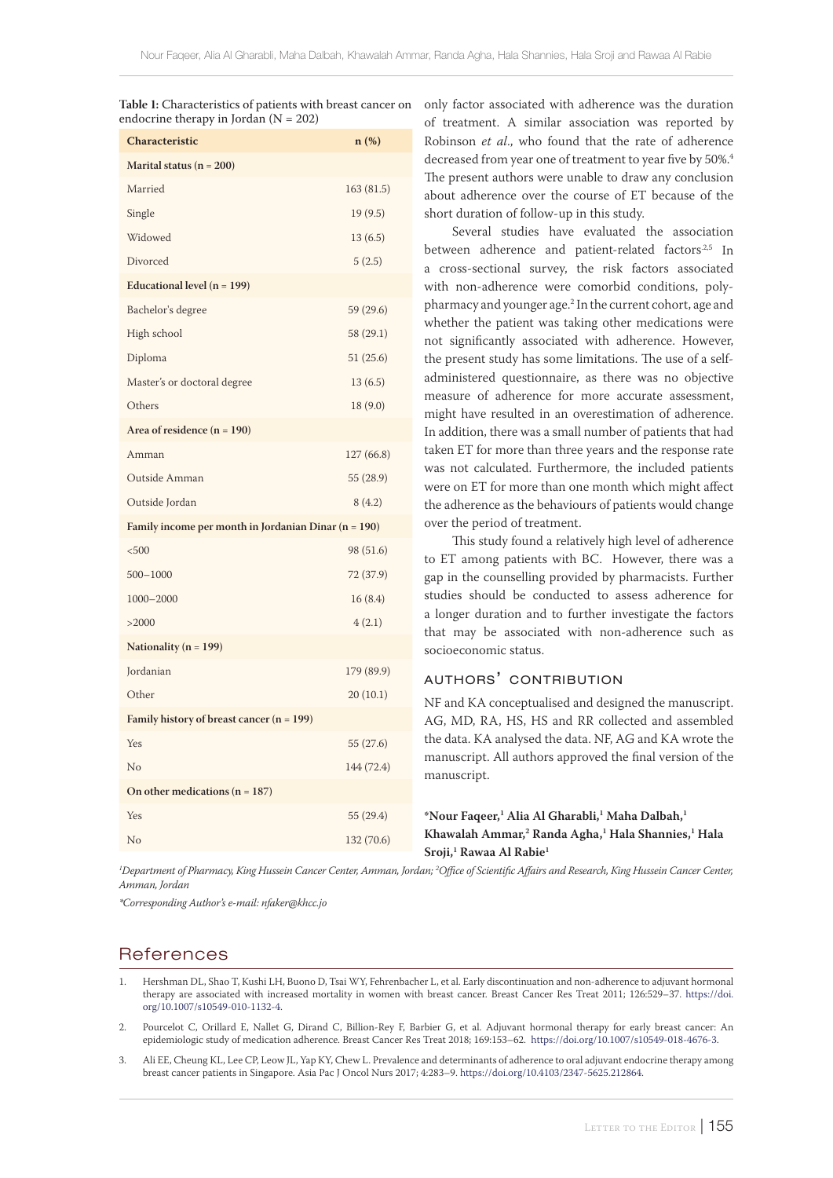**Table 1:** Characteristics of patients with breast cancer on endocrine therapy in Jordan (N = 202)

| Characteristic | n (%) |
|---|---|
| **Marital status (n = 200)** | |
| Married | 163 (81.5) |
| Single | 19 (9.5) |
| Widowed | 13 (6.5) |
| Divorced | 5 (2.5) |
| **Educational level (n = 199)** | |
| Bachelor's degree | 59 (29.6) |
| High school | 58 (29.1) |
| Diploma | 51 (25.6) |
| Master's or doctoral degree | 13 (6.5) |
| Others | 18 (9.0) |
| **Area of residence (n = 190)** | |
| Amman | 127 (66.8) |
| Outside Amman | 55 (28.9) |
| Outside Jordan | 8 (4.2) |
| **Family income per month in Jordanian Dinar (n = 190)** | |
| <500 | 98 (51.6) |
| 500–1000 | 72 (37.9) |
| 1000–2000 | 16 (8.4) |
| >2000 | 4 (2.1) |
| **Nationality (n = 199)** | |
| Jordanian | 179 (89.9) |
| Other | 20 (10.1) |
| **Family history of breast cancer (n = 199)** | |
| Yes | 55 (27.6) |
| No | 144 (72.4) |
| **On other medications (n = 187)** | |
| Yes | 55 (29.4) |
| No | 132 (70.6) |

only factor associated with adherence was the duration of treatment. A similar association was reported by Robinson *et al*., who found that the rate of adherence decreased from year one of treatment to year five by 50%.[4] The present authors were unable to draw any conclusion about adherence over the course of ET because of the short duration of follow-up in this study.

Several studies have evaluated the association between adherence and patient-related factors.[2,5] In a cross-sectional survey, the risk factors associated with non-adherence were comorbid conditions, polypharmacy and younger age.[2] In the current cohort, age and whether the patient was taking other medications were not significantly associated with adherence. However, the present study has some limitations. The use of a self-administered questionnaire, as there was no objective measure of adherence for more accurate assessment, might have resulted in an overestimation of adherence. In addition, there was a small number of patients that had taken ET for more than three years and the response rate was not calculated. Furthermore, the included patients were on ET for more than one month which might affect the adherence as the behaviours of patients would change over the period of treatment.

This study found a relatively high level of adherence to ET among patients with BC. However, there was a gap in the counselling provided by pharmacists. Further studies should be conducted to assess adherence for a longer duration and to further investigate the factors that may be associated with non-adherence such as socioeconomic status.

## Authors' Contribution

NF and KA conceptualised and designed the manuscript. AG, MD, RA, HS, HS and RR collected and assembled the data. KA analysed the data. NF, AG and KA wrote the manuscript. All authors approved the final version of the manuscript.

**\*Nour Faqeer,[1] Alia Al Gharabli,[1] Maha Dalbah,[1] Khawalah Ammar,[2] Randa Agha,[1] Hala Shannies,[1] Hala Sroji,[1] Rawaa Al Rabie[1]**

*[1]Department of Pharmacy, King Hussein Cancer Center, Amman, Jordan; [2]Office of Scientific Affairs and Research, King Hussein Cancer Center, Amman, Jordan*

*\*Corresponding Author's e-mail: nfaker@khcc.jo*

## References

1. Hershman DL, Shao T, Kushi LH, Buono D, Tsai WY, Fehrenbacher L, et al. Early discontinuation and non-adherence to adjuvant hormonal therapy are associated with increased mortality in women with breast cancer. Breast Cancer Res Treat 2011; 126:529–37. https://doi.org/10.1007/s10549-010-1132-4.
2. Pourcelot C, Orillard E, Nallet G, Dirand C, Billion-Rey F, Barbier G, et al. Adjuvant hormonal therapy for early breast cancer: An epidemiologic study of medication adherence. Breast Cancer Res Treat 2018; 169:153–62. https://doi.org/10.1007/s10549-018-4676-3.
3. Ali EE, Cheung KL, Lee CP, Leow JL, Yap KY, Chew L. Prevalence and determinants of adherence to oral adjuvant endocrine therapy among breast cancer patients in Singapore. Asia Pac J Oncol Nurs 2017; 4:283–9. https://doi.org/10.4103/2347-5625.212864.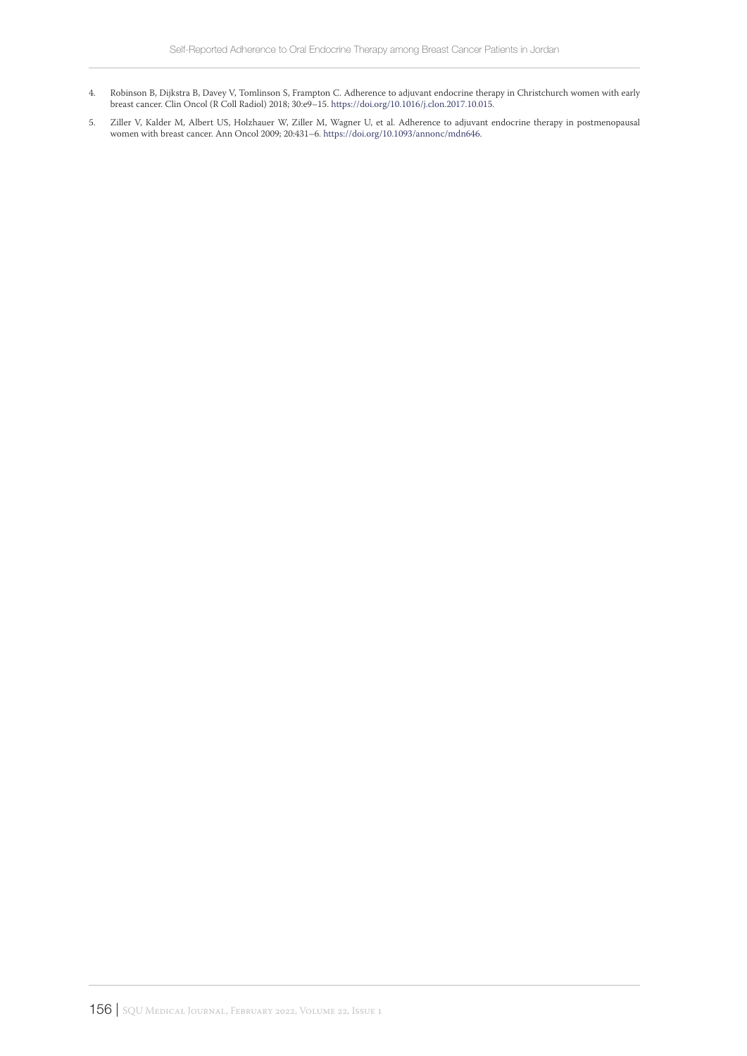4. Robinson B, Dijkstra B, Davey V, Tomlinson S, Frampton C. Adherence to adjuvant endocrine therapy in Christchurch women with early breast cancer. Clin Oncol (R Coll Radiol) 2018; 30:e9–15. https://doi.org/10.1016/j.clon.2017.10.015.

5. Ziller V, Kalder M, Albert US, Holzhauer W, Ziller M, Wagner U, et al. Adherence to adjuvant endocrine therapy in postmenopausal women with breast cancer. Ann Oncol 2009; 20:431–6. https://doi.org/10.1093/annonc/mdn646.